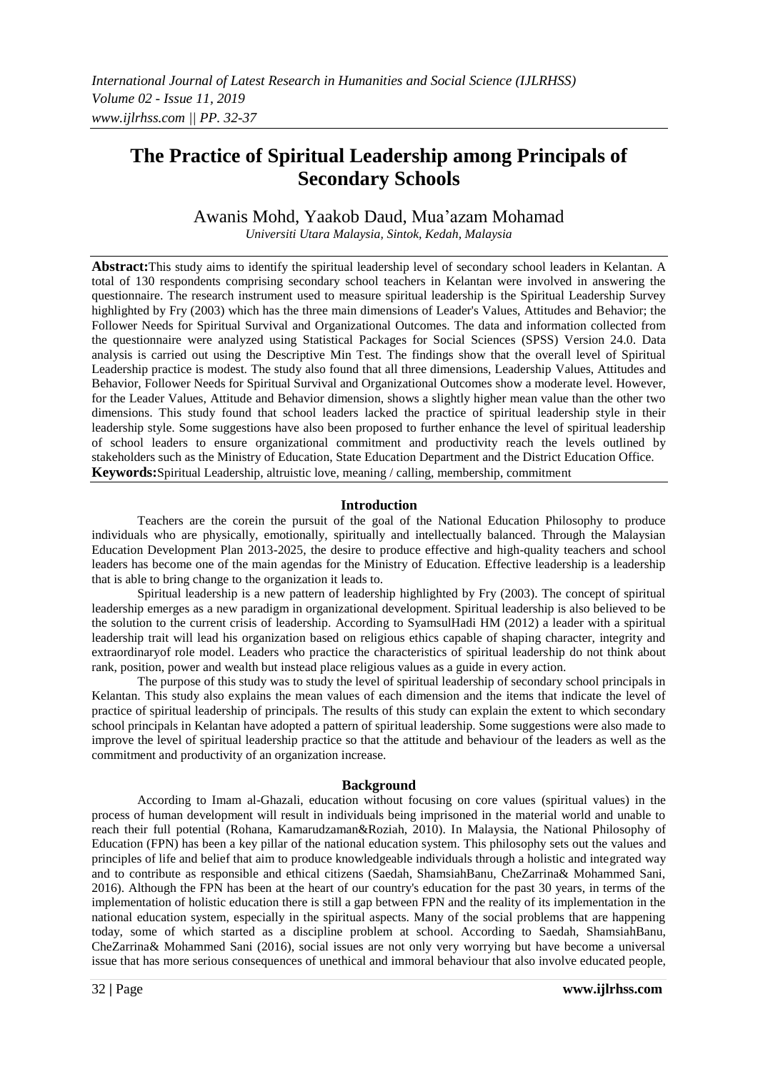# The Practice of Spiritual Leadership among Principals of Secondary Schools

Awanis Mohd, Yaakob Daud, Mua'azam Mohamad

*Universiti Utara Malaysia, Sintok, Kedah, Malaysia*

**Abstract:**This study aims to identify the spiritual leadership level of secondary school leaders in Kelantan. A total of 130 respondents comprising secondary school teachers in Kelantan were involved in answering the questionnaire. The research instrument used to measure spiritual leadership is the Spiritual Leadership Survey highlighted by Fry (2003) which has the three main dimensions of Leader's Values, Attitudes and Behavior; the Follower Needs for Spiritual Survival and Organizational Outcomes. The data and information collected from the questionnaire were analyzed using Statistical Packages for Social Sciences (SPSS) Version 24.0. Data analysis is carried out using the Descriptive Min Test. The findings show that the overall level of Spiritual Leadership practice is modest. The study also found that all three dimensions, Leadership Values, Attitudes and Behavior, Follower Needs for Spiritual Survival and Organizational Outcomes show a moderate level. However, for the Leader Values, Attitude and Behavior dimension, shows a slightly higher mean value than the other two dimensions. This study found that school leaders lacked the practice of spiritual leadership style in their leadership style. Some suggestions have also been proposed to further enhance the level of spiritual leadership of school leaders to ensure organizational commitment and productivity reach the levels outlined by stakeholders such as the Ministry of Education, State Education Department and the District Education Office.

**Keywords:**Spiritual Leadership, altruistic love, meaning / calling, membership, commitment

## Introduction

Teachers are the corein the pursuit of the goal of the National Education Philosophy to produce individuals who are physically, emotionally, spiritually and intellectually balanced. Through the Malaysian Education Development Plan 2013-2025, the desire to produce effective and high-quality teachers and school leaders has become one of the main agendas for the Ministry of Education. Effective leadership is a leadership that is able to bring change to the organization it leads to.

Spiritual leadership is a new pattern of leadership highlighted by Fry (2003). The concept of spiritual leadership emerges as a new paradigm in organizational development. Spiritual leadership is also believed to be the solution to the current crisis of leadership. According to SyamsulHadi HM (2012) a leader with a spiritual leadership trait will lead his organization based on religious ethics capable of shaping character, integrity and extraordinaryof role model. Leaders who practice the characteristics of spiritual leadership do not think about rank, position, power and wealth but instead place religious values as a guide in every action.

The purpose of this study was to study the level of spiritual leadership of secondary school principals in Kelantan. This study also explains the mean values of each dimension and the items that indicate the level of practice of spiritual leadership of principals. The results of this study can explain the extent to which secondary school principals in Kelantan have adopted a pattern of spiritual leadership. Some suggestions were also made to improve the level of spiritual leadership practice so that the attitude and behaviour of the leaders as well as the commitment and productivity of an organization increase.

## Background

According to Imam al-Ghazali, education without focusing on core values (spiritual values) in the process of human development will result in individuals being imprisoned in the material world and unable to reach their full potential (Rohana, Kamarudzaman&Roziah, 2010). In Malaysia, the National Philosophy of Education (FPN) has been a key pillar of the national education system. This philosophy sets out the values and principles of life and belief that aim to produce knowledgeable individuals through a holistic and integrated way and to contribute as responsible and ethical citizens (Saedah, ShamsiahBanu, CheZarrina& Mohammed Sani, 2016). Although the FPN has been at the heart of our country's education for the past 30 years, in terms of the implementation of holistic education there is still a gap between FPN and the reality of its implementation in the national education system, especially in the spiritual aspects. Many of the social problems that are happening today, some of which started as a discipline problem at school. According to Saedah, ShamsiahBanu, CheZarrina& Mohammed Sani (2016), social issues are not only very worrying but have become a universal issue that has more serious consequences of unethical and immoral behaviour that also involve educated people,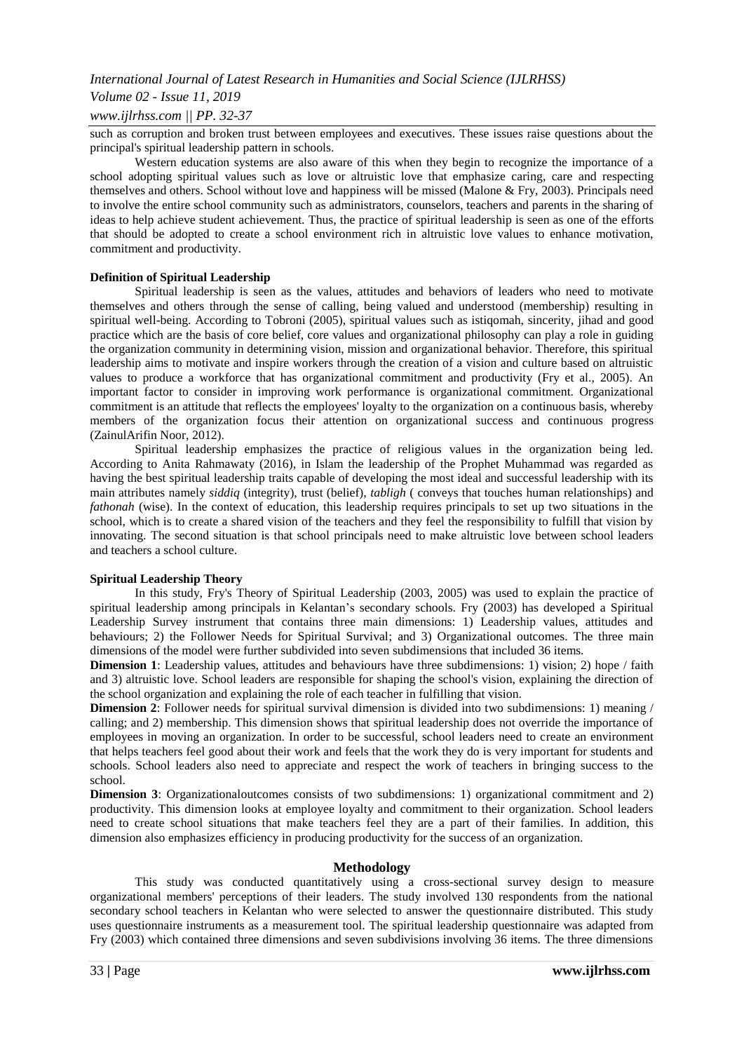such as corruption and broken trust between employees and executives. These issues raise questions about the principal's spiritual leadership pattern in schools.

Western education systems are also aware of this when they begin to recognize the importance of a school adopting spiritual values such as love or altruistic love that emphasize caring, care and respecting themselves and others. School without love and happiness will be missed (Malone & Fry, 2003). Principals need to involve the entire school community such as administrators, counselors, teachers and parents in the sharing of ideas to help achieve student achievement. Thus, the practice of spiritual leadership is seen as one of the efforts that should be adopted to create a school environment rich in altruistic love values to enhance motivation, commitment and productivity.

**Definition of Spiritual Leadership**

Spiritual leadership is seen as the values, attitudes and behaviors of leaders who need to motivate themselves and others through the sense of calling, being valued and understood (membership) resulting in spiritual well-being. According to Tobroni (2005), spiritual values such as istiqomah, sincerity, jihad and good practice which are the basis of core belief, core values and organizational philosophy can play a role in guiding the organization community in determining vision, mission and organizational behavior. Therefore, this spiritual leadership aims to motivate and inspire workers through the creation of a vision and culture based on altruistic values to produce a workforce that has organizational commitment and productivity (Fry et al., 2005). An important factor to consider in improving work performance is organizational commitment. Organizational commitment is an attitude that reflects the employees' loyalty to the organization on a continuous basis, whereby members of the organization focus their attention on organizational success and continuous progress (ZainulArifin Noor, 2012).

Spiritual leadership emphasizes the practice of religious values in the organization being led. According to Anita Rahmawaty (2016), in Islam the leadership of the Prophet Muhammad was regarded as having the best spiritual leadership traits capable of developing the most ideal and successful leadership with its main attributes namely *siddiq* (integrity), trust (belief), *tabligh* ( conveys that touches human relationships) and *fathonah* (wise). In the context of education, this leadership requires principals to set up two situations in the school, which is to create a shared vision of the teachers and they feel the responsibility to fulfill that vision by innovating. The second situation is that school principals need to make altruistic love between school leaders and teachers a school culture.

**Spiritual Leadership Theory**

In this study, Fry's Theory of Spiritual Leadership (2003, 2005) was used to explain the practice of spiritual leadership among principals in Kelantan's secondary schools. Fry (2003) has developed a Spiritual Leadership Survey instrument that contains three main dimensions: 1) Leadership values, attitudes and behaviours; 2) the Follower Needs for Spiritual Survival; and 3) Organizational outcomes. The three main dimensions of the model were further subdivided into seven subdimensions that included 36 items.

**Dimension 1**: Leadership values, attitudes and behaviours have three subdimensions: 1) vision; 2) hope / faith and 3) altruistic love. School leaders are responsible for shaping the school's vision, explaining the direction of the school organization and explaining the role of each teacher in fulfilling that vision.

**Dimension 2**: Follower needs for spiritual survival dimension is divided into two subdimensions: 1) meaning / calling; and 2) membership. This dimension shows that spiritual leadership does not override the importance of employees in moving an organization. In order to be successful, school leaders need to create an environment that helps teachers feel good about their work and feels that the work they do is very important for students and schools. School leaders also need to appreciate and respect the work of teachers in bringing success to the school.

**Dimension 3**: Organizationaloutcomes consists of two subdimensions: 1) organizational commitment and 2) productivity. This dimension looks at employee loyalty and commitment to their organization. School leaders need to create school situations that make teachers feel they are a part of their families. In addition, this dimension also emphasizes efficiency in producing productivity for the success of an organization.

## Methodology

This study was conducted quantitatively using a cross-sectional survey design to measure organizational members' perceptions of their leaders. The study involved 130 respondents from the national secondary school teachers in Kelantan who were selected to answer the questionnaire distributed. This study uses questionnaire instruments as a measurement tool. The spiritual leadership questionnaire was adapted from Fry (2003) which contained three dimensions and seven subdivisions involving 36 items. The three dimensions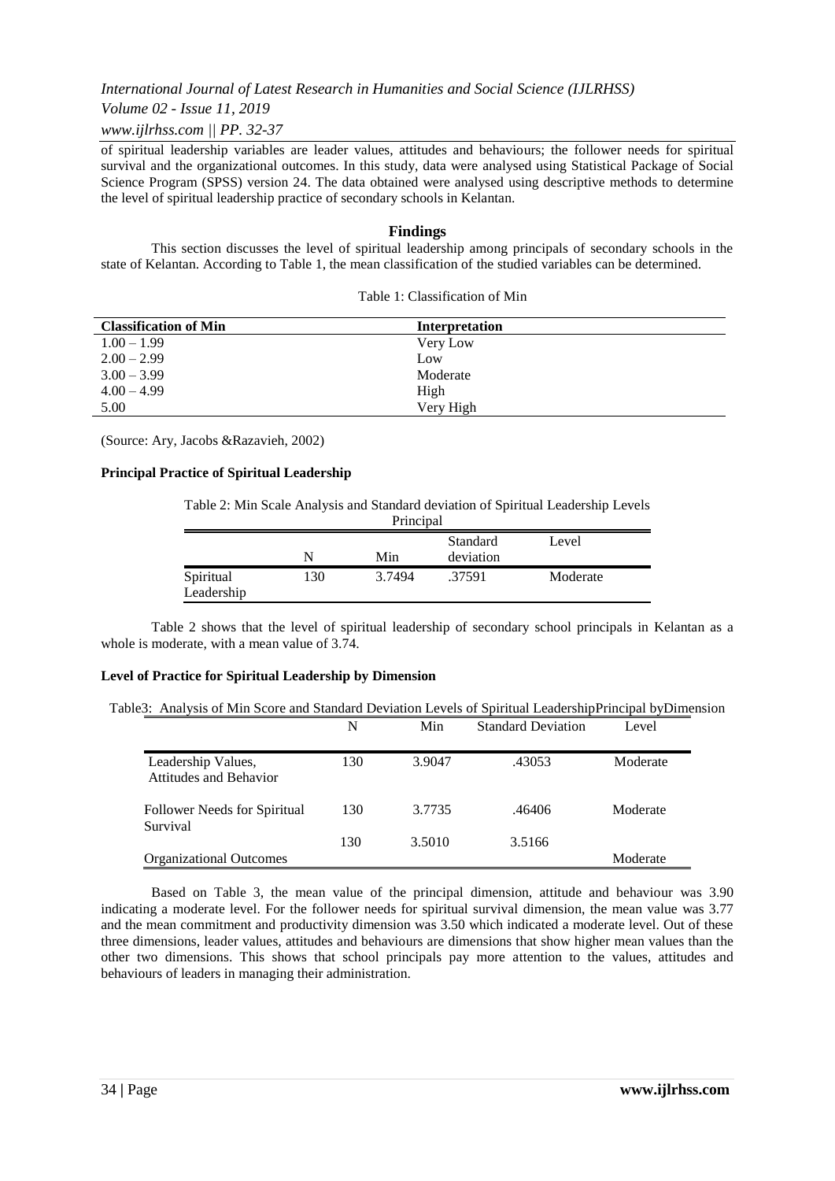of spiritual leadership variables are leader values, attitudes and behaviours; the follower needs for spiritual survival and the organizational outcomes. In this study, data were analysed using Statistical Package of Social Science Program (SPSS) version 24. The data obtained were analysed using descriptive methods to determine the level of spiritual leadership practice of secondary schools in Kelantan.

## Findings

This section discusses the level of spiritual leadership among principals of secondary schools in the state of Kelantan. According to Table 1, the mean classification of the studied variables can be determined.

Table 1: Classification of Min

| Classification of Min | Interpretation |
|---|---|
| 1.00 – 1.99 | Very Low |
| 2.00 – 2.99 | Low |
| 3.00 – 3.99 | Moderate |
| 4.00 – 4.99 | High |
| 5.00 | Very High |

(Source: Ary, Jacobs &Razavieh, 2002)

**Principal Practice of Spiritual Leadership**

Table 2: Min Scale Analysis and Standard deviation of Spiritual Leadership Levels Principal

| | N | Min | Standard deviation | Level |
|---|---|---|---|---|
| Spiritual Leadership | 130 | 3.7494 | .37591 | Moderate |

Table 2 shows that the level of spiritual leadership of secondary school principals in Kelantan as a whole is moderate, with a mean value of 3.74.

**Level of Practice for Spiritual Leadership by Dimension**

Table3: Analysis of Min Score and Standard Deviation Levels of Spiritual LeadershipPrincipal byDimension

| | N | Min | Standard Deviation | Level |
|---|---|---|---|---|
| Leadership Values, Attitudes and Behavior | 130 | 3.9047 | .43053 | Moderate |
| Follower Needs for Spiritual Survival | 130 | 3.7735 | .46406 | Moderate |
| Organizational Outcomes | 130 | 3.5010 | 3.5166 | Moderate |

Based on Table 3, the mean value of the principal dimension, attitude and behaviour was 3.90 indicating a moderate level. For the follower needs for spiritual survival dimension, the mean value was 3.77 and the mean commitment and productivity dimension was 3.50 which indicated a moderate level. Out of these three dimensions, leader values, attitudes and behaviours are dimensions that show higher mean values than the other two dimensions. This shows that school principals pay more attention to the values, attitudes and behaviours of leaders in managing their administration.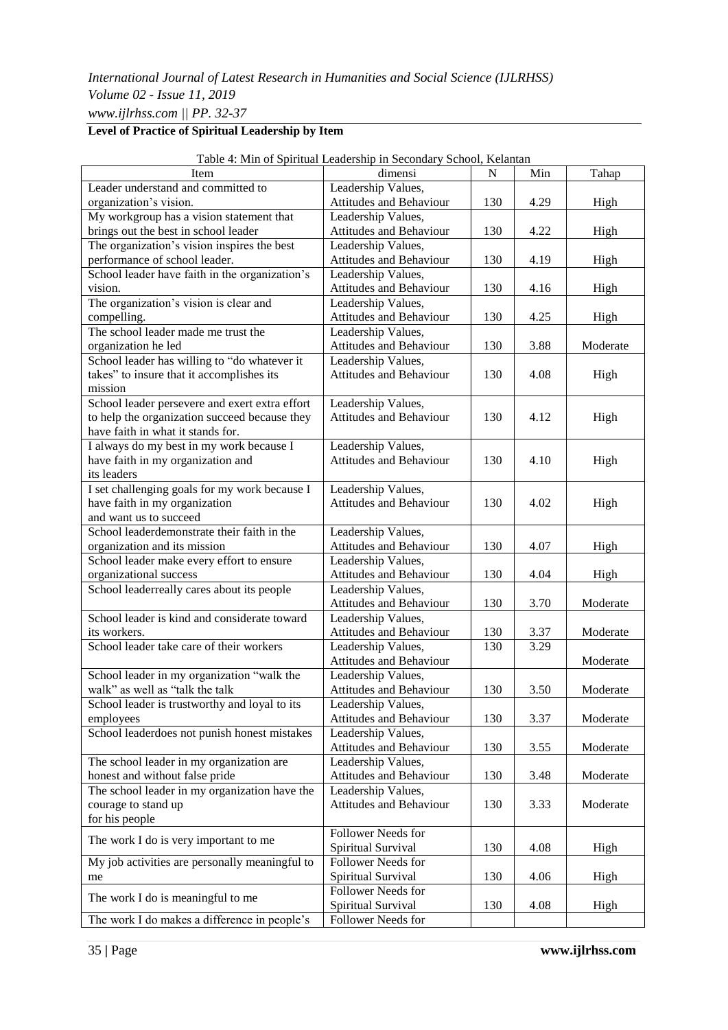**Level of Practice of Spiritual Leadership by Item**

Table 4: Min of Spiritual Leadership in Secondary School, Kelantan

| Item | dimensi | N | Min | Tahap |
|---|---|---|---|---|
| Leader understand and committed to organization's vision. | Leadership Values, Attitudes and Behaviour | 130 | 4.29 | High |
| My workgroup has a vision statement that brings out the best in school leader | Leadership Values, Attitudes and Behaviour | 130 | 4.22 | High |
| The organization's vision inspires the best performance of school leader. | Leadership Values, Attitudes and Behaviour | 130 | 4.19 | High |
| School leader have faith in the organization's vision. | Leadership Values, Attitudes and Behaviour | 130 | 4.16 | High |
| The organization's vision is clear and compelling. | Leadership Values, Attitudes and Behaviour | 130 | 4.25 | High |
| The school leader made me trust the organization he led | Leadership Values, Attitudes and Behaviour | 130 | 3.88 | Moderate |
| School leader has willing to "do whatever it takes" to insure that it accomplishes its mission | Leadership Values, Attitudes and Behaviour | 130 | 4.08 | High |
| School leader persevere and exert extra effort to help the organization succeed because they have faith in what it stands for. | Leadership Values, Attitudes and Behaviour | 130 | 4.12 | High |
| I always do my best in my work because I have faith in my organization and its leaders | Leadership Values, Attitudes and Behaviour | 130 | 4.10 | High |
| I set challenging goals for my work because I have faith in my organization and want us to succeed | Leadership Values, Attitudes and Behaviour | 130 | 4.02 | High |
| School leaderdemonstrate their faith in the organization and its mission | Leadership Values, Attitudes and Behaviour | 130 | 4.07 | High |
| School leader make every effort to ensure organizational success | Leadership Values, Attitudes and Behaviour | 130 | 4.04 | High |
| School leaderreally cares about its people | Leadership Values, Attitudes and Behaviour | 130 | 3.70 | Moderate |
| School leader is kind and considerate toward its workers. | Leadership Values, Attitudes and Behaviour | 130 | 3.37 | Moderate |
| School leader take care of their workers | Leadership Values, Attitudes and Behaviour | 130 | 3.29 | Moderate |
| School leader in my organization "walk the walk" as well as "talk the talk | Leadership Values, Attitudes and Behaviour | 130 | 3.50 | Moderate |
| School leader is trustworthy and loyal to its employees | Leadership Values, Attitudes and Behaviour | 130 | 3.37 | Moderate |
| School leaderdoes not punish honest mistakes | Leadership Values, Attitudes and Behaviour | 130 | 3.55 | Moderate |
| The school leader in my organization are honest and without false pride | Leadership Values, Attitudes and Behaviour | 130 | 3.48 | Moderate |
| The school leader in my organization have the courage to stand up for his people | Leadership Values, Attitudes and Behaviour | 130 | 3.33 | Moderate |
| The work I do is very important to me | Follower Needs for Spiritual Survival | 130 | 4.08 | High |
| My job activities are personally meaningful to me | Follower Needs for Spiritual Survival | 130 | 4.06 | High |
| The work I do is meaningful to me | Follower Needs for Spiritual Survival | 130 | 4.08 | High |
| The work I do makes a difference in people's | Follower Needs for | | | |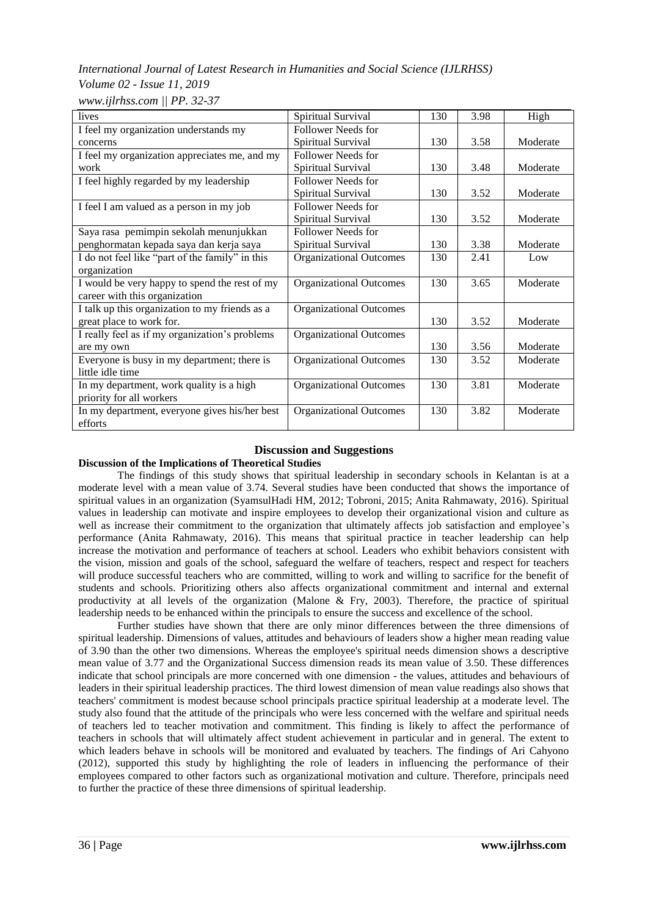| lives | Spiritual Survival | 130 | 3.98 | High |
|---|---|---|---|---|
| I feel my organization understands my concerns | Follower Needs for Spiritual Survival | 130 | 3.58 | Moderate |
| I feel my organization appreciates me, and my work | Follower Needs for Spiritual Survival | 130 | 3.48 | Moderate |
| I feel highly regarded by my leadership | Follower Needs for Spiritual Survival | 130 | 3.52 | Moderate |
| I feel I am valued as a person in my job | Follower Needs for Spiritual Survival | 130 | 3.52 | Moderate |
| Saya rasa pemimpin sekolah menunjukkan penghormatan kepada saya dan kerja saya | Follower Needs for Spiritual Survival | 130 | 3.38 | Moderate |
| I do not feel like "part of the family" in this organization | Organizational Outcomes | 130 | 2.41 | Low |
| I would be very happy to spend the rest of my career with this organization | Organizational Outcomes | 130 | 3.65 | Moderate |
| I talk up this organization to my friends as a great place to work for. | Organizational Outcomes | 130 | 3.52 | Moderate |
| I really feel as if my organization's problems are my own | Organizational Outcomes | 130 | 3.56 | Moderate |
| Everyone is busy in my department; there is little idle time | Organizational Outcomes | 130 | 3.52 | Moderate |
| In my department, work quality is a high priority for all workers | Organizational Outcomes | 130 | 3.81 | Moderate |
| In my department, everyone gives his/her best efforts | Organizational Outcomes | 130 | 3.82 | Moderate |

## Discussion and Suggestions

### Discussion of the Implications of Theoretical Studies

The findings of this study shows that spiritual leadership in secondary schools in Kelantan is at a moderate level with a mean value of 3.74. Several studies have been conducted that shows the importance of spiritual values in an organization (SyamsulHadi HM, 2012; Tobroni, 2015; Anita Rahmawaty, 2016). Spiritual values in leadership can motivate and inspire employees to develop their organizational vision and culture as well as increase their commitment to the organization that ultimately affects job satisfaction and employee's performance (Anita Rahmawaty, 2016). This means that spiritual practice in teacher leadership can help increase the motivation and performance of teachers at school. Leaders who exhibit behaviors consistent with the vision, mission and goals of the school, safeguard the welfare of teachers, respect and respect for teachers will produce successful teachers who are committed, willing to work and willing to sacrifice for the benefit of students and schools. Prioritizing others also affects organizational commitment and internal and external productivity at all levels of the organization (Malone & Fry, 2003). Therefore, the practice of spiritual leadership needs to be enhanced within the principals to ensure the success and excellence of the school.

Further studies have shown that there are only minor differences between the three dimensions of spiritual leadership. Dimensions of values, attitudes and behaviours of leaders show a higher mean reading value of 3.90 than the other two dimensions. Whereas the employee's spiritual needs dimension shows a descriptive mean value of 3.77 and the Organizational Success dimension reads its mean value of 3.50. These differences indicate that school principals are more concerned with one dimension - the values, attitudes and behaviours of leaders in their spiritual leadership practices. The third lowest dimension of mean value readings also shows that teachers' commitment is modest because school principals practice spiritual leadership at a moderate level. The study also found that the attitude of the principals who were less concerned with the welfare and spiritual needs of teachers led to teacher motivation and commitment. This finding is likely to affect the performance of teachers in schools that will ultimately affect student achievement in particular and in general. The extent to which leaders behave in schools will be monitored and evaluated by teachers. The findings of Ari Cahyono (2012), supported this study by highlighting the role of leaders in influencing the performance of their employees compared to other factors such as organizational motivation and culture. Therefore, principals need to further the practice of these three dimensions of spiritual leadership.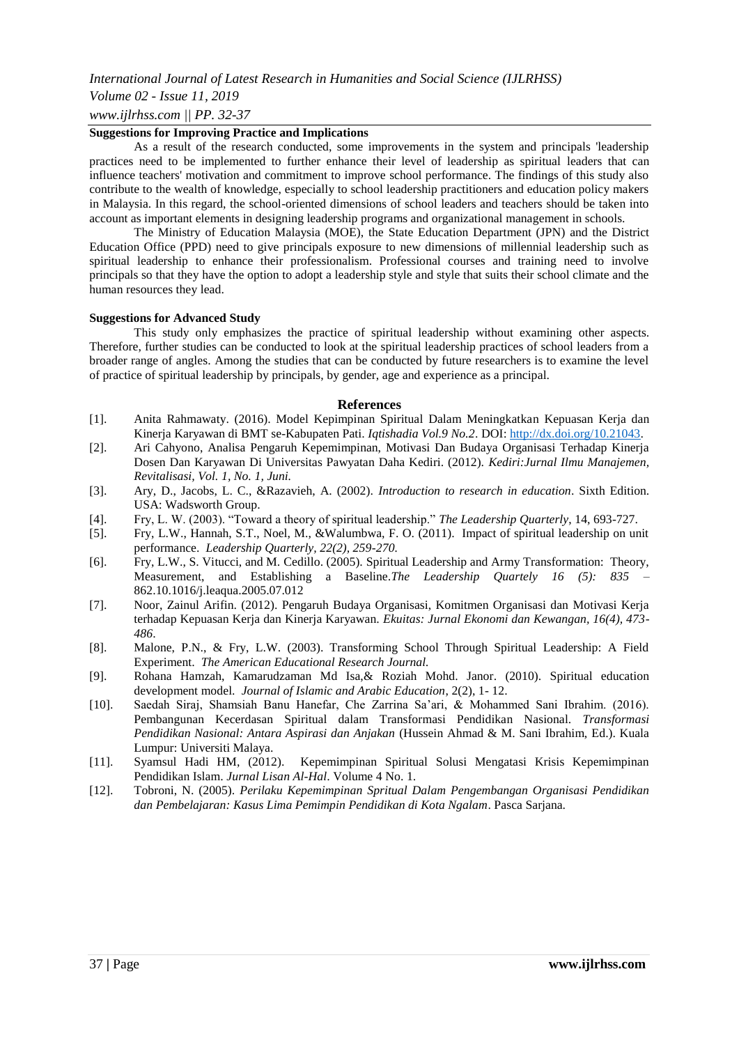**Suggestions for Improving Practice and Implications**

As a result of the research conducted, some improvements in the system and principals 'leadership practices need to be implemented to further enhance their level of leadership as spiritual leaders that can influence teachers' motivation and commitment to improve school performance. The findings of this study also contribute to the wealth of knowledge, especially to school leadership practitioners and education policy makers in Malaysia. In this regard, the school-oriented dimensions of school leaders and teachers should be taken into account as important elements in designing leadership programs and organizational management in schools.

The Ministry of Education Malaysia (MOE), the State Education Department (JPN) and the District Education Office (PPD) need to give principals exposure to new dimensions of millennial leadership such as spiritual leadership to enhance their professionalism. Professional courses and training need to involve principals so that they have the option to adopt a leadership style and style that suits their school climate and the human resources they lead.

**Suggestions for Advanced Study**

This study only emphasizes the practice of spiritual leadership without examining other aspects. Therefore, further studies can be conducted to look at the spiritual leadership practices of school leaders from a broader range of angles. Among the studies that can be conducted by future researchers is to examine the level of practice of spiritual leadership by principals, by gender, age and experience as a principal.

## References

[1]. Anita Rahmawaty. (2016). Model Kepimpinan Spiritual Dalam Meningkatkan Kepuasan Kerja dan Kinerja Karyawan di BMT se-Kabupaten Pati. *Iqtishadia Vol.9 No.2*. DOI: http://dx.doi.org/10.21043.

[2]. Ari Cahyono, Analisa Pengaruh Kepemimpinan, Motivasi Dan Budaya Organisasi Terhadap Kinerja Dosen Dan Karyawan Di Universitas Pawyatan Daha Kediri. (2012). *Kediri:Jurnal Ilmu Manajemen, Revitalisasi, Vol. 1, No. 1, Juni.*

[3]. Ary, D., Jacobs, L. C., &Razavieh, A. (2002). *Introduction to research in education*. Sixth Edition. USA: Wadsworth Group.

[4]. Fry, L. W. (2003). "Toward a theory of spiritual leadership." *The Leadership Quarterly*, 14, 693-727.

[5]. Fry, L.W., Hannah, S.T., Noel, M., &Walumbwa, F. O. (2011). Impact of spiritual leadership on unit performance. *Leadership Quarterly, 22(2), 259-270.*

[6]. Fry, L.W., S. Vitucci, and M. Cedillo. (2005). Spiritual Leadership and Army Transformation: Theory, Measurement, and Establishing a Baseline.*The Leadership Quartely 16 (5): 835 –* 862.10.1016/j.leaqua.2005.07.012

[7]. Noor, Zainul Arifin. (2012). Pengaruh Budaya Organisasi, Komitmen Organisasi dan Motivasi Kerja terhadap Kepuasan Kerja dan Kinerja Karyawan. *Ekuitas: Jurnal Ekonomi dan Kewangan, 16(4), 473-486*.

[8]. Malone, P.N., & Fry, L.W. (2003). Transforming School Through Spiritual Leadership: A Field Experiment. *The American Educational Research Journal.*

[9]. Rohana Hamzah, Kamarudzaman Md Isa,& Roziah Mohd. Janor. (2010). Spiritual education development model. *Journal of Islamic and Arabic Education*, 2(2), 1- 12.

[10]. Saedah Siraj, Shamsiah Banu Hanefar, Che Zarrina Sa'ari, & Mohammed Sani Ibrahim. (2016). Pembangunan Kecerdasan Spiritual dalam Transformasi Pendidikan Nasional. *Transformasi Pendidikan Nasional: Antara Aspirasi dan Anjakan* (Hussein Ahmad & M. Sani Ibrahim, Ed.). Kuala Lumpur: Universiti Malaya.

[11]. Syamsul Hadi HM, (2012). Kepemimpinan Spiritual Solusi Mengatasi Krisis Kepemimpinan Pendidikan Islam. *Jurnal Lisan Al-Hal*. Volume 4 No. 1.

[12]. Tobroni, N. (2005). *Perilaku Kepemimpinan Spritual Dalam Pengembangan Organisasi Pendidikan dan Pembelajaran: Kasus Lima Pemimpin Pendidikan di Kota Ngalam*. Pasca Sarjana.